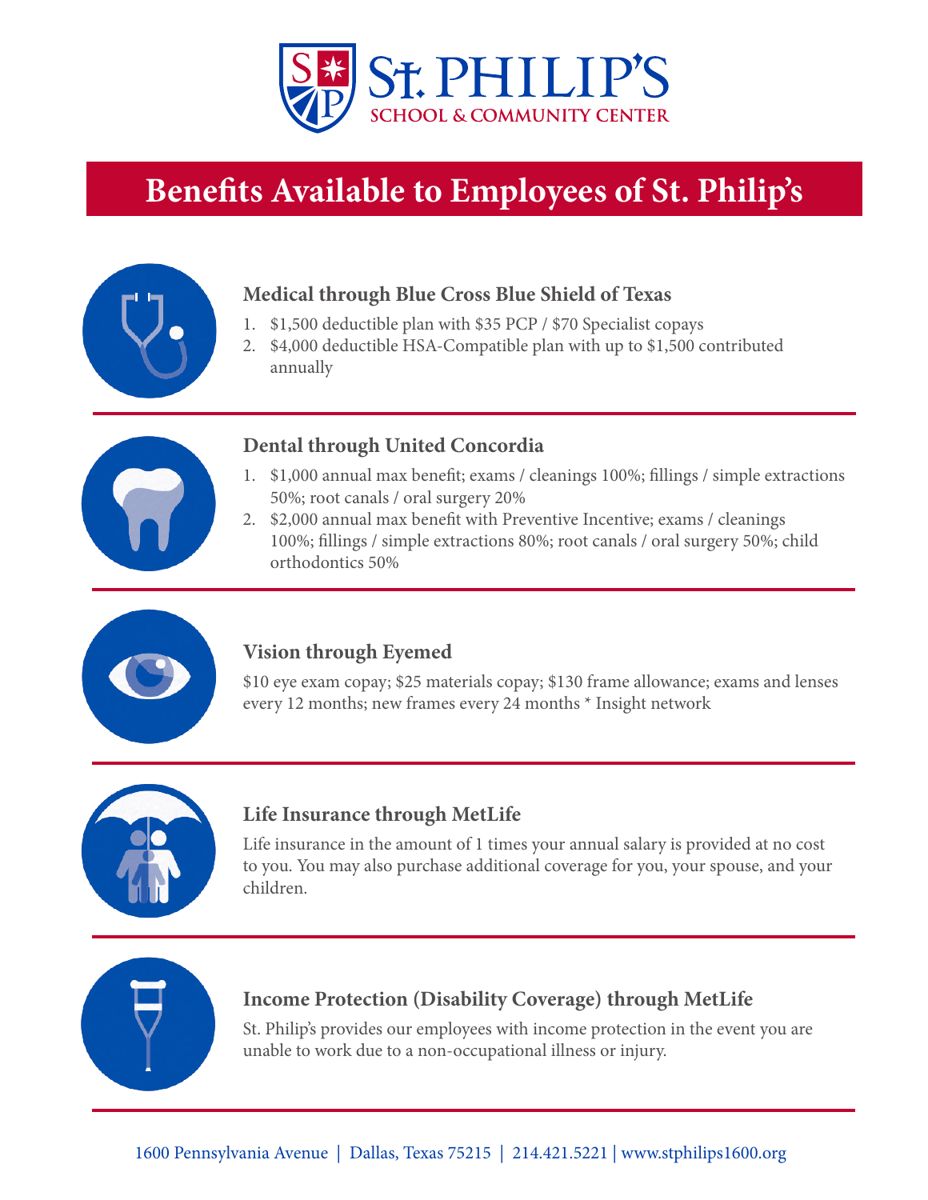St. PHILIP'S
SCHOOL & COMMUNITY CENTER

# Benefits Available to Employees of St. Philip's

## Medical through Blue Cross Blue Shield of Texas

1. $1,500 deductible plan with $35 PCP / $70 Specialist copays
2. $4,000 deductible HSA-Compatible plan with up to $1,500 contributed annually

## Dental through United Concordia

1. $1,000 annual max benefit; exams / cleanings 100%; fillings / simple extractions 50%; root canals / oral surgery 20%
2. $2,000 annual max benefit with Preventive Incentive; exams / cleanings 100%; fillings / simple extractions 80%; root canals / oral surgery 50%; child orthodontics 50%

## Vision through Eyemed

$10 eye exam copay; $25 materials copay; $130 frame allowance; exams and lenses every 12 months; new frames every 24 months * Insight network

## Life Insurance through MetLife

Life insurance in the amount of 1 times your annual salary is provided at no cost to you. You may also purchase additional coverage for you, your spouse, and your children.

## Income Protection (Disability Coverage) through MetLife

St. Philip's provides our employees with income protection in the event you are unable to work due to a non-occupational illness or injury.

1600 Pennsylvania Avenue | Dallas, Texas 75215 | 214.421.5221 | www.stphilips1600.org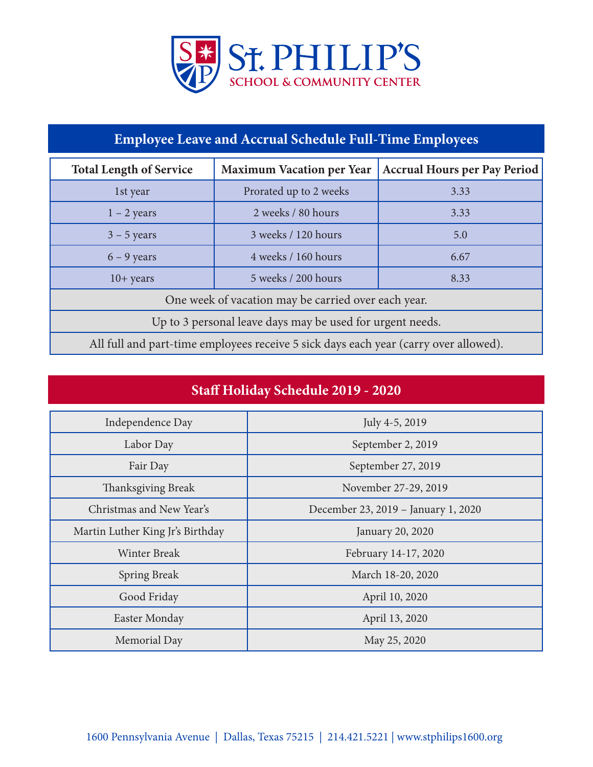# St. PHILIP'S
## SCHOOL & COMMUNITY CENTER

## Employee Leave and Accrual Schedule Full-Time Employees

| Total Length of Service | Maximum Vacation per Year | Accrual Hours per Pay Period |
|---|---|---|
| 1st year | Prorated up to 2 weeks | 3.33 |
| 1 – 2 years | 2 weeks / 80 hours | 3.33 |
| 3 – 5 years | 3 weeks / 120 hours | 5.0 |
| 6 – 9 years | 4 weeks / 160 hours | 6.67 |
| 10+ years | 5 weeks / 200 hours | 8.33 |
| One week of vacation may be carried over each year. | | |
| Up to 3 personal leave days may be used for urgent needs. | | |
| All full and part-time employees receive 5 sick days each year (carry over allowed). | | |

## Staff Holiday Schedule 2019 - 2020

| | |
|---|---|
| Independence Day | July 4-5, 2019 |
| Labor Day | September 2, 2019 |
| Fair Day | September 27, 2019 |
| Thanksgiving Break | November 27-29, 2019 |
| Christmas and New Year's | December 23, 2019 – January 1, 2020 |
| Martin Luther King Jr's Birthday | January 20, 2020 |
| Winter Break | February 14-17, 2020 |
| Spring Break | March 18-20, 2020 |
| Good Friday | April 10, 2020 |
| Easter Monday | April 13, 2020 |
| Memorial Day | May 25, 2020 |

1600 Pennsylvania Avenue | Dallas, Texas 75215 | 214.421.5221 | www.stphilips1600.org